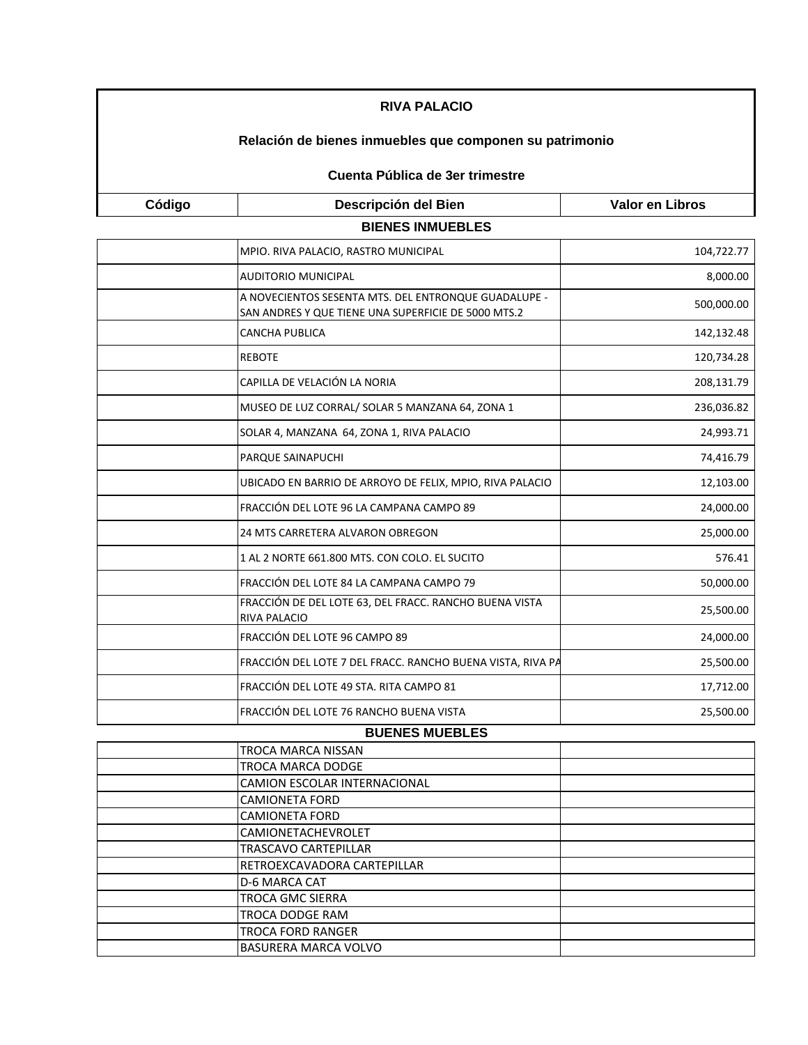**RIVA PALACIO**

**Relación de bienes inmuebles que componen su patrimonio**

**Cuenta Pública de 3er trimestre**

| Código | Descripción del Bien | Valor en Libros |
|---|---|---|
| | **BIENES INMUEBLES** | |
| | MPIO. RIVA PALACIO, RASTRO MUNICIPAL | 104,722.77 |
| | AUDITORIO MUNICIPAL | 8,000.00 |
| | A NOVECIENTOS SESENTA MTS. DEL ENTRONQUE GUADALUPE - SAN ANDRES Y QUE TIENE UNA SUPERFICIE DE 5000 MTS.2 | 500,000.00 |
| | CANCHA PUBLICA | 142,132.48 |
| | REBOTE | 120,734.28 |
| | CAPILLA DE VELACIÓN LA NORIA | 208,131.79 |
| | MUSEO DE LUZ CORRAL/ SOLAR 5 MANZANA 64, ZONA 1 | 236,036.82 |
| | SOLAR 4, MANZANA 64, ZONA 1, RIVA PALACIO | 24,993.71 |
| | PARQUE SAINAPUCHI | 74,416.79 |
| | UBICADO EN BARRIO DE ARROYO DE FELIX, MPIO, RIVA PALACIO | 12,103.00 |
| | FRACCIÓN DEL LOTE 96 LA CAMPANA CAMPO 89 | 24,000.00 |
| | 24 MTS CARRETERA ALVARON OBREGON | 25,000.00 |
| | 1 AL 2 NORTE 661.800 MTS. CON COLO. EL SUCITO | 576.41 |
| | FRACCIÓN DEL LOTE 84 LA CAMPANA CAMPO 79 | 50,000.00 |
| | FRACCIÓN DE DEL LOTE 63, DEL FRACC. RANCHO BUENA VISTA RIVA PALACIO | 25,500.00 |
| | FRACCIÓN DEL LOTE 96 CAMPO 89 | 24,000.00 |
| | FRACCIÓN DEL LOTE 7 DEL FRACC. RANCHO BUENA VISTA, RIVA PA | 25,500.00 |
| | FRACCIÓN DEL LOTE 49 STA. RITA CAMPO 81 | 17,712.00 |
| | FRACCIÓN DEL LOTE 76 RANCHO BUENA VISTA | 25,500.00 |
| | **BUENES MUEBLES** | |
| | TROCA MARCA NISSAN | |
| | TROCA MARCA DODGE | |
| | CAMION ESCOLAR INTERNACIONAL | |
| | CAMIONETA FORD | |
| | CAMIONETA FORD | |
| | CAMIONETACHEVROLET | |
| | TRASCAVO CARTEPILLAR | |
| | RETROEXCAVADORA CARTEPILLAR | |
| | D-6 MARCA CAT | |
| | TROCA GMC SIERRA | |
| | TROCA DODGE RAM | |
| | TROCA FORD RANGER | |
| | BASURERA MARCA VOLVO | |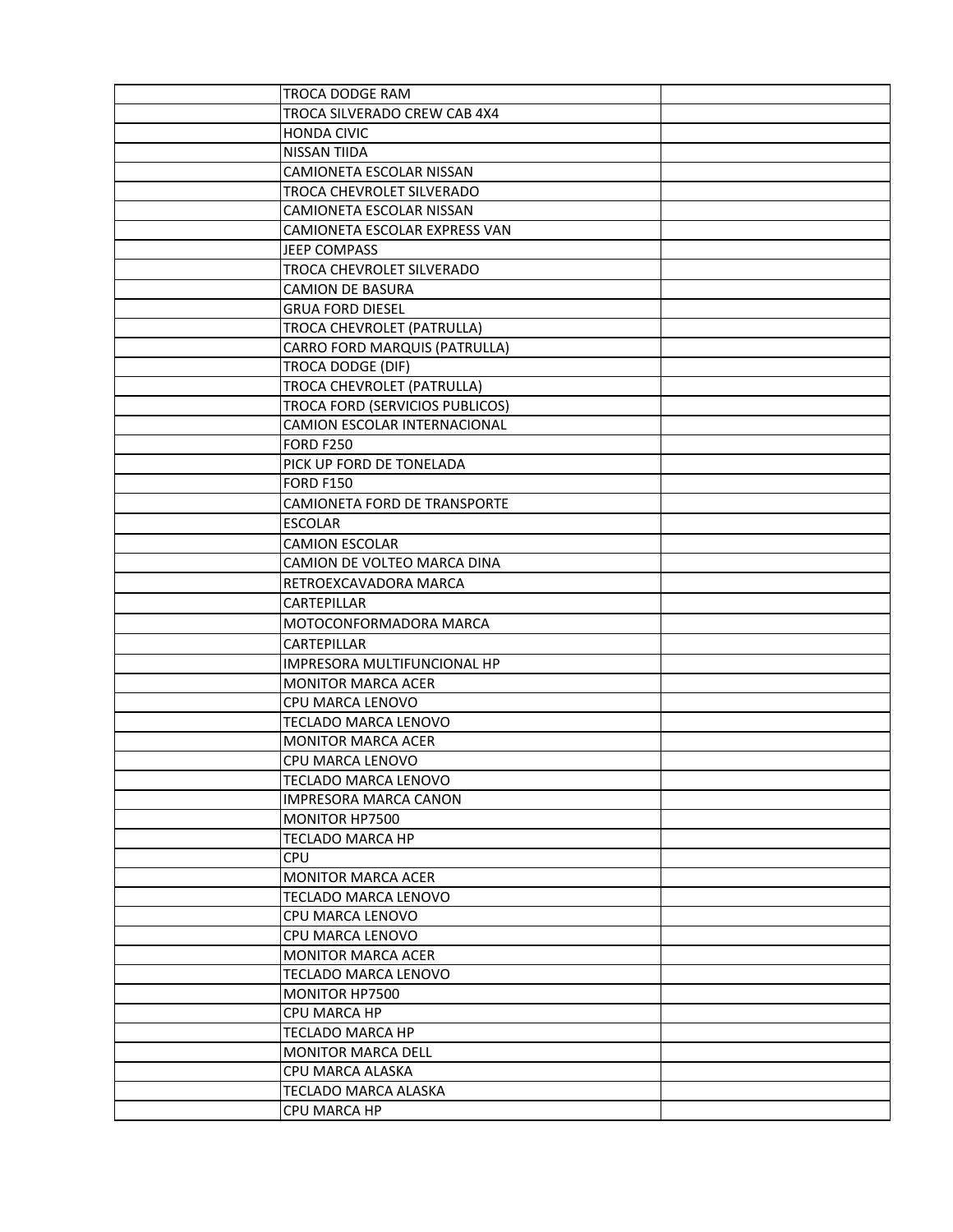| | | |
|---|---|---|
| | TROCA DODGE RAM | |
| | TROCA SILVERADO CREW CAB 4X4 | |
| | HONDA CIVIC | |
| | NISSAN TIIDA | |
| | CAMIONETA ESCOLAR NISSAN | |
| | TROCA CHEVROLET SILVERADO | |
| | CAMIONETA ESCOLAR NISSAN | |
| | CAMIONETA ESCOLAR EXPRESS VAN | |
| | JEEP COMPASS | |
| | TROCA CHEVROLET SILVERADO | |
| | CAMION DE BASURA | |
| | GRUA FORD DIESEL | |
| | TROCA CHEVROLET (PATRULLA) | |
| | CARRO FORD MARQUIS (PATRULLA) | |
| | TROCA DODGE (DIF) | |
| | TROCA CHEVROLET (PATRULLA) | |
| | TROCA FORD (SERVICIOS PUBLICOS) | |
| | CAMION ESCOLAR INTERNACIONAL | |
| | FORD F250 | |
| | PICK UP FORD DE TONELADA | |
| | FORD F150 | |
| | CAMIONETA FORD DE TRANSPORTE | |
| | ESCOLAR | |
| | CAMION ESCOLAR | |
| | CAMION DE VOLTEO MARCA DINA | |
| | RETROEXCAVADORA MARCA | |
| | CARTEPILLAR | |
| | MOTOCONFORMADORA MARCA | |
| | CARTEPILLAR | |
| | IMPRESORA MULTIFUNCIONAL HP | |
| | MONITOR MARCA ACER | |
| | CPU MARCA LENOVO | |
| | TECLADO MARCA LENOVO | |
| | MONITOR MARCA ACER | |
| | CPU MARCA LENOVO | |
| | TECLADO MARCA LENOVO | |
| | IMPRESORA MARCA CANON | |
| | MONITOR HP7500 | |
| | TECLADO MARCA HP | |
| | CPU | |
| | MONITOR MARCA ACER | |
| | TECLADO MARCA LENOVO | |
| | CPU MARCA LENOVO | |
| | CPU MARCA LENOVO | |
| | MONITOR MARCA ACER | |
| | TECLADO MARCA LENOVO | |
| | MONITOR HP7500 | |
| | CPU MARCA HP | |
| | TECLADO MARCA HP | |
| | MONITOR MARCA DELL | |
| | CPU MARCA ALASKA | |
| | TECLADO MARCA ALASKA | |
| | CPU MARCA HP | |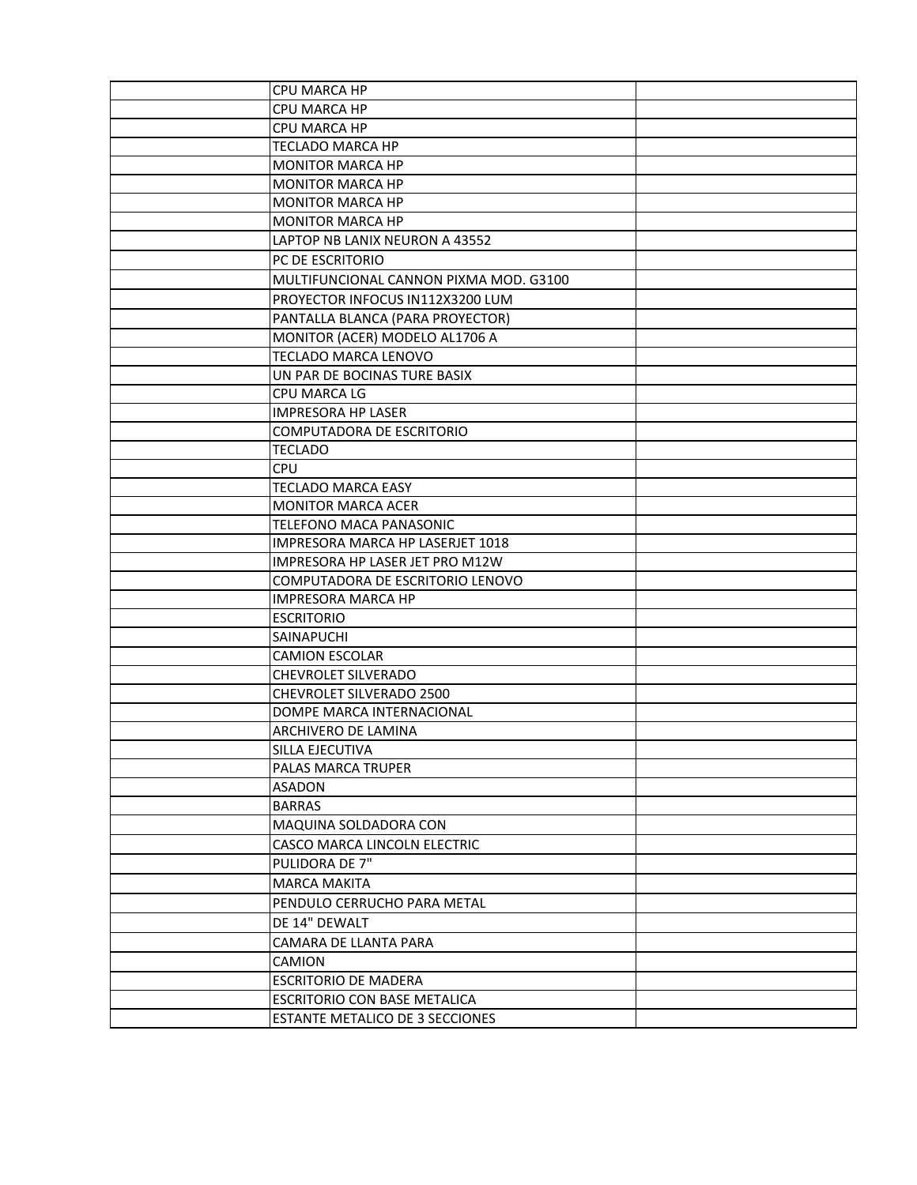| | | |
|---|---|---|
| | CPU MARCA HP | |
| | CPU MARCA HP | |
| | CPU MARCA HP | |
| | TECLADO MARCA HP | |
| | MONITOR MARCA HP | |
| | MONITOR MARCA HP | |
| | MONITOR MARCA HP | |
| | MONITOR MARCA HP | |
| | LAPTOP NB LANIX NEURON A 43552 | |
| | PC DE ESCRITORIO | |
| | MULTIFUNCIONAL CANNON PIXMA MOD. G3100 | |
| | PROYECTOR INFOCUS IN112X3200 LUM | |
| | PANTALLA BLANCA (PARA PROYECTOR) | |
| | MONITOR (ACER) MODELO AL1706 A | |
| | TECLADO MARCA LENOVO | |
| | UN PAR DE BOCINAS TURE BASIX | |
| | CPU MARCA LG | |
| | IMPRESORA HP LASER | |
| | COMPUTADORA DE ESCRITORIO | |
| | TECLADO | |
| | CPU | |
| | TECLADO MARCA EASY | |
| | MONITOR MARCA ACER | |
| | TELEFONO MACA PANASONIC | |
| | IMPRESORA MARCA HP LASERJET 1018 | |
| | IMPRESORA HP LASER JET PRO M12W | |
| | COMPUTADORA DE ESCRITORIO LENOVO | |
| | IMPRESORA MARCA HP | |
| | ESCRITORIO | |
| | SAINAPUCHI | |
| | CAMION ESCOLAR | |
| | CHEVROLET SILVERADO | |
| | CHEVROLET SILVERADO 2500 | |
| | DOMPE MARCA INTERNACIONAL | |
| | ARCHIVERO DE LAMINA | |
| | SILLA EJECUTIVA | |
| | PALAS MARCA TRUPER | |
| | ASADON | |
| | BARRAS | |
| | MAQUINA SOLDADORA CON | |
| | CASCO MARCA LINCOLN ELECTRIC | |
| | PULIDORA DE 7" | |
| | MARCA MAKITA | |
| | PENDULO CERRUCHO PARA METAL | |
| | DE 14" DEWALT | |
| | CAMARA DE LLANTA PARA | |
| | CAMION | |
| | ESCRITORIO DE MADERA | |
| | ESCRITORIO CON BASE METALICA | |
| | ESTANTE METALICO DE 3 SECCIONES | |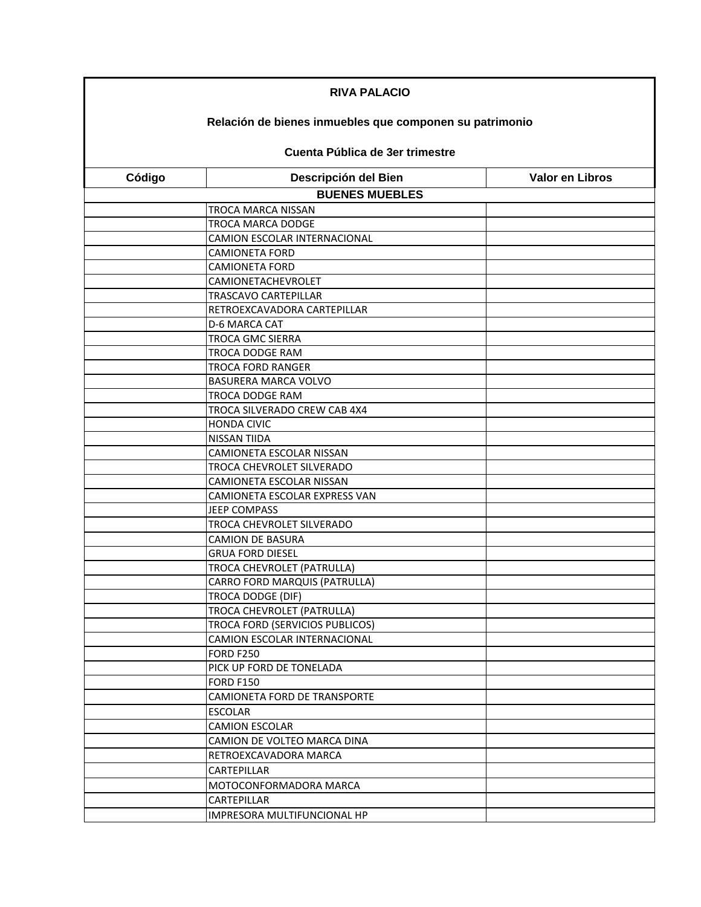| RIVA PALACIO<br><br>Relación de bienes inmuebles que componen su patrimonio<br><br>Cuenta Pública de 3er trimestre | | |
|---|---|---|
| **Código** | **Descripción del Bien** | **Valor en Libros** |
| | **BUENES MUEBLES** | |
| | TROCA MARCA NISSAN | |
| | TROCA MARCA DODGE | |
| | CAMION ESCOLAR INTERNACIONAL | |
| | CAMIONETA FORD | |
| | CAMIONETA FORD | |
| | CAMIONETACHEVROLET | |
| | TRASCAVO CARTEPILLAR | |
| | RETROEXCAVADORA CARTEPILLAR | |
| | D-6 MARCA CAT | |
| | TROCA GMC SIERRA | |
| | TROCA DODGE RAM | |
| | TROCA FORD RANGER | |
| | BASURERA MARCA VOLVO | |
| | TROCA DODGE RAM | |
| | TROCA SILVERADO CREW CAB 4X4 | |
| | HONDA CIVIC | |
| | NISSAN TIIDA | |
| | CAMIONETA ESCOLAR NISSAN | |
| | TROCA CHEVROLET SILVERADO | |
| | CAMIONETA ESCOLAR NISSAN | |
| | CAMIONETA ESCOLAR EXPRESS VAN | |
| | JEEP COMPASS | |
| | TROCA CHEVROLET SILVERADO | |
| | CAMION DE BASURA | |
| | GRUA FORD DIESEL | |
| | TROCA CHEVROLET (PATRULLA) | |
| | CARRO FORD MARQUIS (PATRULLA) | |
| | TROCA DODGE (DIF) | |
| | TROCA CHEVROLET (PATRULLA) | |
| | TROCA FORD (SERVICIOS PUBLICOS) | |
| | CAMION ESCOLAR INTERNACIONAL | |
| | FORD F250 | |
| | PICK UP FORD DE TONELADA | |
| | FORD F150 | |
| | CAMIONETA FORD DE TRANSPORTE | |
| | ESCOLAR | |
| | CAMION ESCOLAR | |
| | CAMION DE VOLTEO MARCA DINA | |
| | RETROEXCAVADORA MARCA | |
| | CARTEPILLAR | |
| | MOTOCONFORMADORA MARCA | |
| | CARTEPILLAR | |
| | IMPRESORA MULTIFUNCIONAL HP | |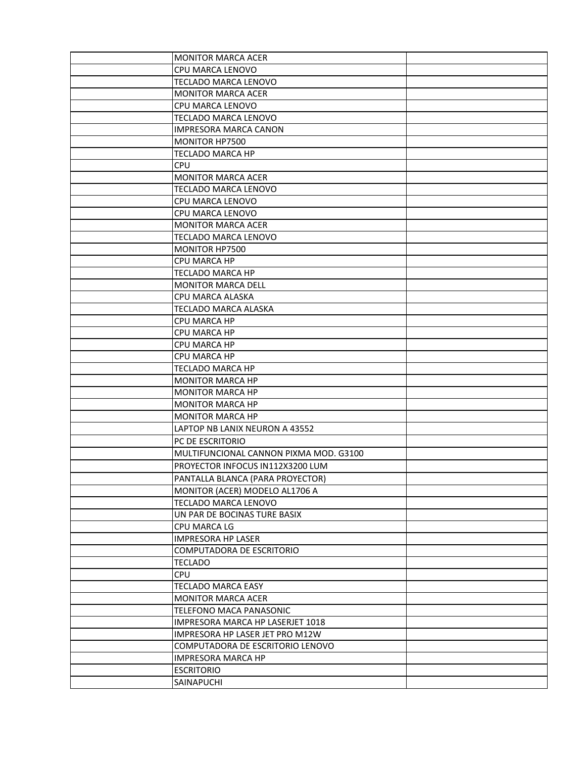| | | |
|---|---|---|
| | MONITOR MARCA ACER | |
| | CPU MARCA LENOVO | |
| | TECLADO MARCA LENOVO | |
| | MONITOR MARCA ACER | |
| | CPU MARCA LENOVO | |
| | TECLADO MARCA LENOVO | |
| | IMPRESORA MARCA CANON | |
| | MONITOR HP7500 | |
| | TECLADO MARCA HP | |
| | CPU | |
| | MONITOR MARCA ACER | |
| | TECLADO MARCA LENOVO | |
| | CPU MARCA LENOVO | |
| | CPU MARCA LENOVO | |
| | MONITOR MARCA ACER | |
| | TECLADO MARCA LENOVO | |
| | MONITOR HP7500 | |
| | CPU MARCA HP | |
| | TECLADO MARCA HP | |
| | MONITOR MARCA DELL | |
| | CPU MARCA ALASKA | |
| | TECLADO MARCA ALASKA | |
| | CPU MARCA HP | |
| | CPU MARCA HP | |
| | CPU MARCA HP | |
| | CPU MARCA HP | |
| | TECLADO MARCA HP | |
| | MONITOR MARCA HP | |
| | MONITOR MARCA HP | |
| | MONITOR MARCA HP | |
| | MONITOR MARCA HP | |
| | LAPTOP NB LANIX NEURON A 43552 | |
| | PC DE ESCRITORIO | |
| | MULTIFUNCIONAL CANNON PIXMA MOD. G3100 | |
| | PROYECTOR INFOCUS IN112X3200 LUM | |
| | PANTALLA BLANCA (PARA PROYECTOR) | |
| | MONITOR (ACER) MODELO AL1706 A | |
| | TECLADO MARCA LENOVO | |
| | UN PAR DE BOCINAS TURE BASIX | |
| | CPU MARCA LG | |
| | IMPRESORA HP LASER | |
| | COMPUTADORA DE ESCRITORIO | |
| | TECLADO | |
| | CPU | |
| | TECLADO MARCA EASY | |
| | MONITOR MARCA ACER | |
| | TELEFONO MACA PANASONIC | |
| | IMPRESORA MARCA HP LASERJET 1018 | |
| | IMPRESORA HP LASER JET PRO M12W | |
| | COMPUTADORA DE ESCRITORIO LENOVO | |
| | IMPRESORA MARCA HP | |
| | ESCRITORIO | |
| | SAINAPUCHI | |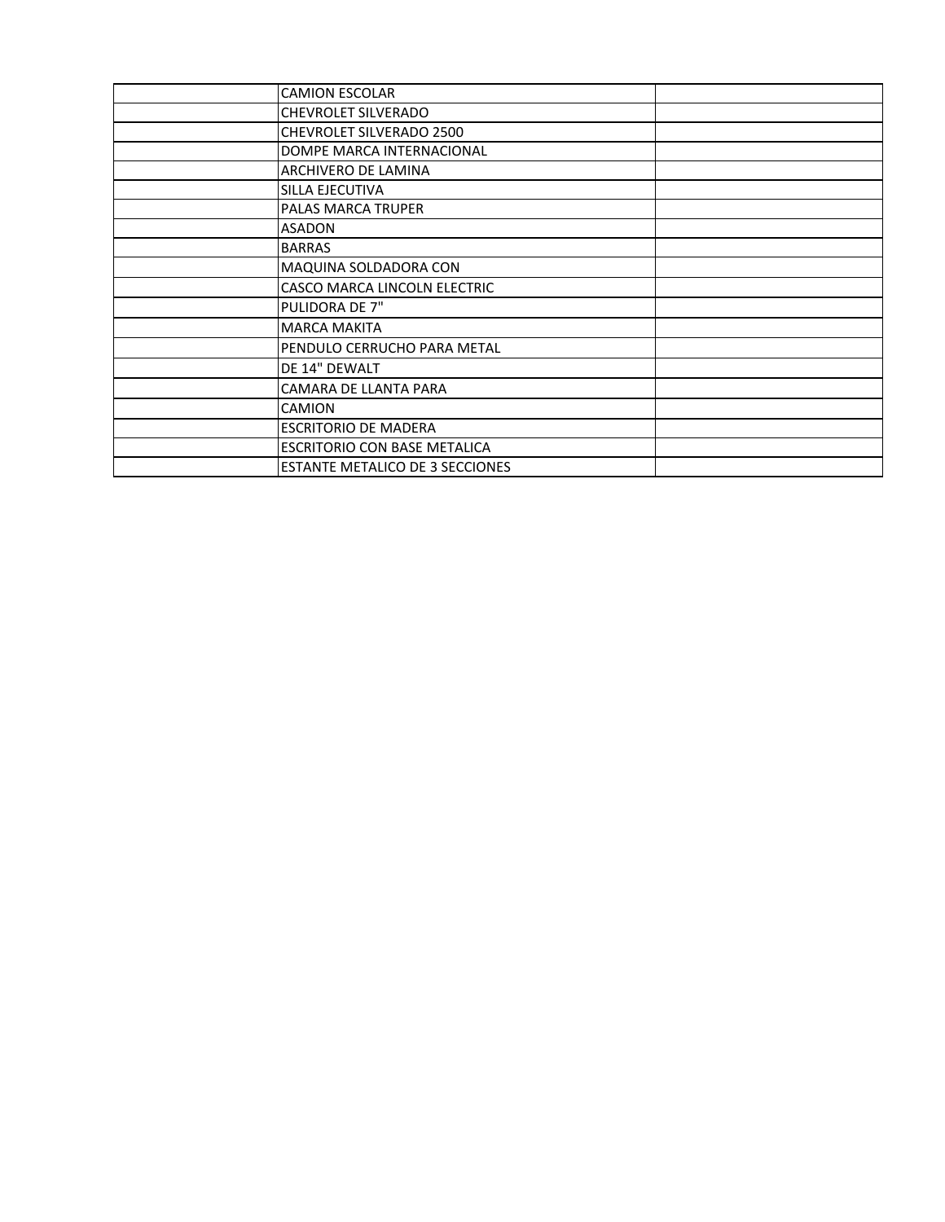| | | |
|---|---|---|
| | CAMION ESCOLAR | |
| | CHEVROLET SILVERADO | |
| | CHEVROLET SILVERADO 2500 | |
| | DOMPE MARCA INTERNACIONAL | |
| | ARCHIVERO DE LAMINA | |
| | SILLA EJECUTIVA | |
| | PALAS MARCA TRUPER | |
| | ASADON | |
| | BARRAS | |
| | MAQUINA SOLDADORA CON | |
| | CASCO MARCA LINCOLN ELECTRIC | |
| | PULIDORA DE 7" | |
| | MARCA MAKITA | |
| | PENDULO CERRUCHO PARA METAL | |
| | DE 14" DEWALT | |
| | CAMARA DE LLANTA PARA | |
| | CAMION | |
| | ESCRITORIO DE MADERA | |
| | ESCRITORIO CON BASE METALICA | |
| | ESTANTE METALICO DE 3 SECCIONES | |